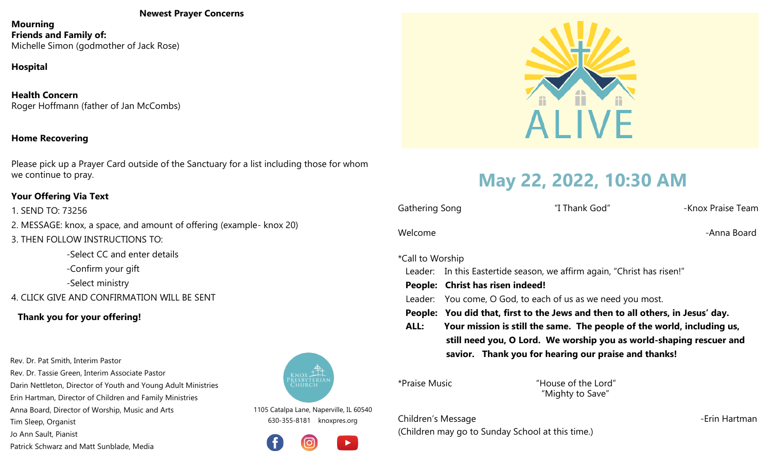## Newest Prayer Concerns

**Mourning**
**Friends and Family of:**
Michelle Simon (godmother of Jack Rose)

**Hospital**

**Health Concern**
Roger Hoffmann (father of Jan McCombs)

**Home Recovering**

Please pick up a Prayer Card outside of the Sanctuary for a list including those for whom we continue to pray.

**Your Offering Via Text**

1. SEND TO: 73256
2. MESSAGE: knox, a space, and amount of offering (example- knox 20)
3. THEN FOLLOW INSTRUCTIONS TO:
   - -Select CC and enter details
   - -Confirm your gift
   - -Select ministry
4. CLICK GIVE AND CONFIRMATION WILL BE SENT

**Thank you for your offering!**

Rev. Dr. Pat Smith, Interim Pastor
Rev. Dr. Tassie Green, Interim Associate Pastor
Darin Nettleton, Director of Youth and Young Adult Ministries
Erin Hartman, Director of Children and Family Ministries
Anna Board, Director of Worship, Music and Arts
Tim Sleep, Organist
Jo Ann Sault, Pianist
Patrick Schwarz and Matt Sunblade, Media

Knox Presbyterian Church
1105 Catalpa Lane, Naperville, IL 60540
630-355-8181 knoxpres.org

ALIVE

# May 22, 2022, 10:30 AM

Gathering Song "I Thank God" -Knox Praise Team

Welcome -Anna Board

*Call to Worship

Leader: In this Eastertide season, we affirm again, "Christ has risen!"
**People: Christ has risen indeed!**
Leader: You come, O God, to each of us as we need you most.
**People: You did that, first to the Jews and then to all others, in Jesus' day.**
**ALL: Your mission is still the same. The people of the world, including us, still need you, O Lord. We worship you as world-shaping rescuer and savior. Thank you for hearing our praise and thanks!**

*Praise Music "House of the Lord"
"Mighty to Save"

Children's Message -Erin Hartman
(Children may go to Sunday School at this time.)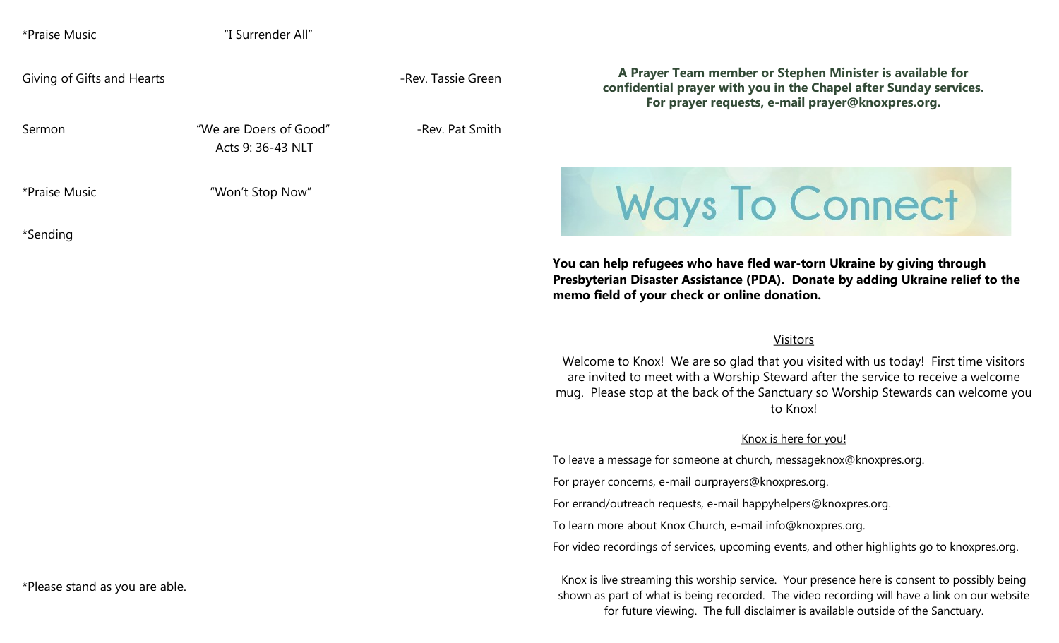*Praise Music "I Surrender All"

Giving of Gifts and Hearts -Rev. Tassie Green

Sermon "We are Doers of Good" -Rev. Pat Smith
Acts 9: 36-43 NLT

*Praise Music "Won't Stop Now"

*Sending

*Please stand as you are able.

**A Prayer Team member or Stephen Minister is available for confidential prayer with you in the Chapel after Sunday services. For prayer requests, e-mail prayer@knoxpres.org.**

# Ways To Connect

**You can help refugees who have fled war-torn Ukraine by giving through Presbyterian Disaster Assistance (PDA). Donate by adding Ukraine relief to the memo field of your check or online donation.**

## Visitors

Welcome to Knox! We are so glad that you visited with us today! First time visitors are invited to meet with a Worship Steward after the service to receive a welcome mug. Please stop at the back of the Sanctuary so Worship Stewards can welcome you to Knox!

## Knox is here for you!

To leave a message for someone at church, messageknox@knoxpres.org.

For prayer concerns, e-mail ourprayers@knoxpres.org.

For errand/outreach requests, e-mail happyhelpers@knoxpres.org.

To learn more about Knox Church, e-mail info@knoxpres.org.

For video recordings of services, upcoming events, and other highlights go to knoxpres.org.

Knox is live streaming this worship service. Your presence here is consent to possibly being shown as part of what is being recorded. The video recording will have a link on our website for future viewing. The full disclaimer is available outside of the Sanctuary.